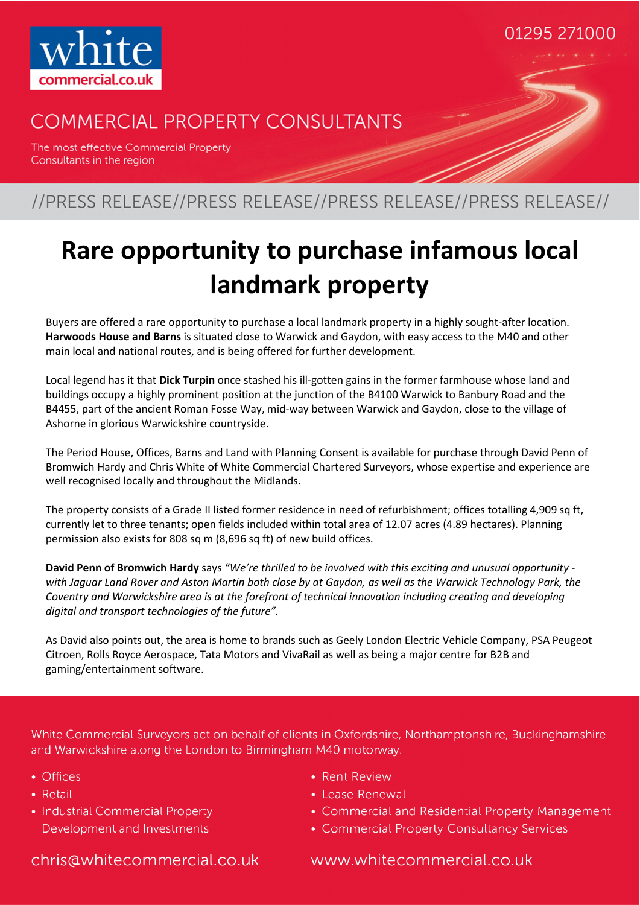white
commercial.co.uk

01295 271000

COMMERCIAL PROPERTY CONSULTANTS

The most effective Commercial Property Consultants in the region

//PRESS RELEASE//PRESS RELEASE//PRESS RELEASE//PRESS RELEASE//

# Rare opportunity to purchase infamous local landmark property

Buyers are offered a rare opportunity to purchase a local landmark property in a highly sought-after location. **Harwoods House and Barns** is situated close to Warwick and Gaydon, with easy access to the M40 and other main local and national routes, and is being offered for further development.

Local legend has it that **Dick Turpin** once stashed his ill-gotten gains in the former farmhouse whose land and buildings occupy a highly prominent position at the junction of the B4100 Warwick to Banbury Road and the B4455, part of the ancient Roman Fosse Way, mid-way between Warwick and Gaydon, close to the village of Ashorne in glorious Warwickshire countryside.

The Period House, Offices, Barns and Land with Planning Consent is available for purchase through David Penn of Bromwich Hardy and Chris White of White Commercial Chartered Surveyors, whose expertise and experience are well recognised locally and throughout the Midlands.

The property consists of a Grade II listed former residence in need of refurbishment; offices totalling 4,909 sq ft, currently let to three tenants; open fields included within total area of 12.07 acres (4.89 hectares). Planning permission also exists for 808 sq m (8,696 sq ft) of new build offices.

**David Penn of Bromwich Hardy** says *"We're thrilled to be involved with this exciting and unusual opportunity - with Jaguar Land Rover and Aston Martin both close by at Gaydon, as well as the Warwick Technology Park, the Coventry and Warwickshire area is at the forefront of technical innovation including creating and developing digital and transport technologies of the future"*.

As David also points out, the area is home to brands such as Geely London Electric Vehicle Company, PSA Peugeot Citroen, Rolls Royce Aerospace, Tata Motors and VivaRail as well as being a major centre for B2B and gaming/entertainment software.

White Commercial Surveyors act on behalf of clients in Oxfordshire, Northamptonshire, Buckinghamshire and Warwickshire along the London to Birmingham M40 motorway.

- Offices
- Retail
- Industrial Commercial Property Development and Investments
- Rent Review
- Lease Renewal
- Commercial and Residential Property Management
- Commercial Property Consultancy Services

chris@whitecommercial.co.uk

www.whitecommercial.co.uk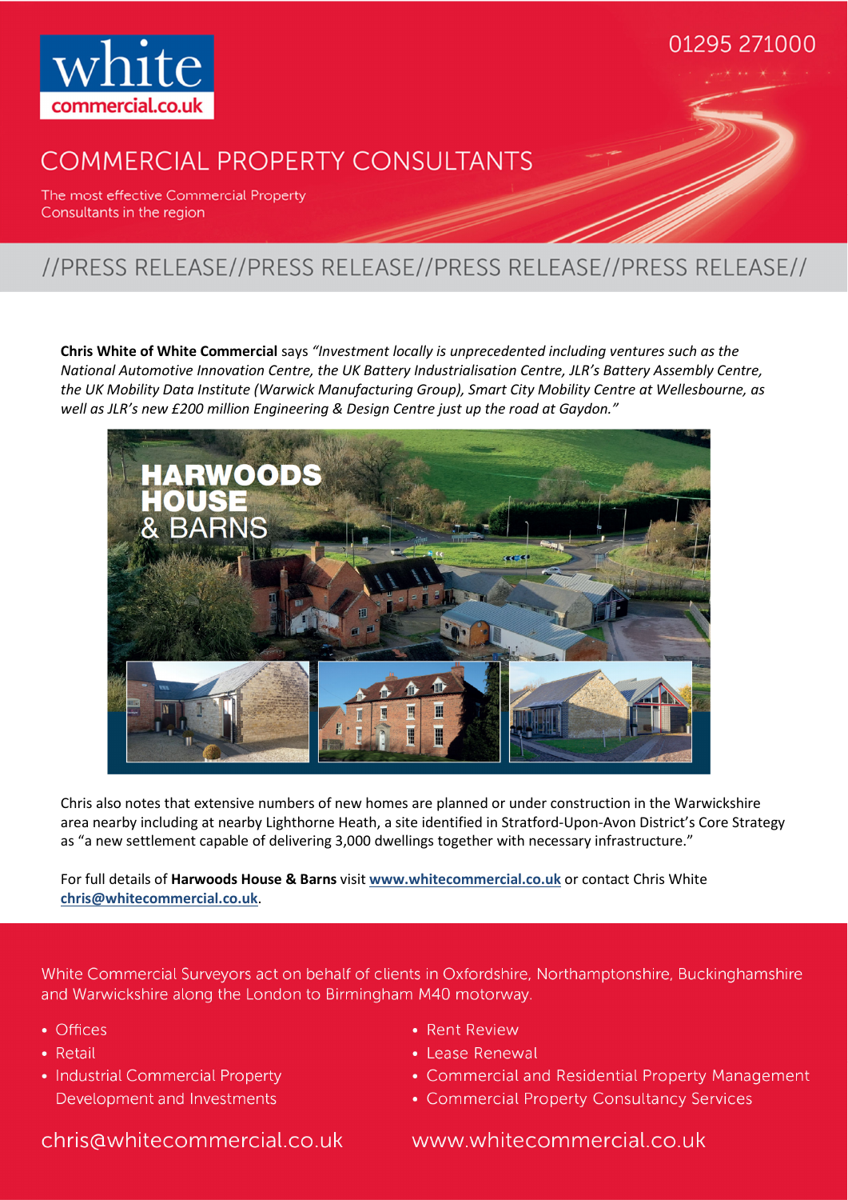01295 271000

# COMMERCIAL PROPERTY CONSULTANTS

The most effective Commercial Property Consultants in the region

## //PRESS RELEASE//PRESS RELEASE//PRESS RELEASE//PRESS RELEASE//

**Chris White of White Commercial** says *"Investment locally is unprecedented including ventures such as the National Automotive Innovation Centre, the UK Battery Industrialisation Centre, JLR's Battery Assembly Centre, the UK Mobility Data Institute (Warwick Manufacturing Group), Smart City Mobility Centre at Wellesbourne, as well as JLR's new £200 million Engineering & Design Centre just up the road at Gaydon."*

HARWOODS HOUSE & BARNS

Chris also notes that extensive numbers of new homes are planned or under construction in the Warwickshire area nearby including at nearby Lighthorne Heath, a site identified in Stratford-Upon-Avon District's Core Strategy as "a new settlement capable of delivering 3,000 dwellings together with necessary infrastructure."

For full details of **Harwoods House & Barns** visit **www.whitecommercial.co.uk** or contact Chris White **chris@whitecommercial.co.uk**.

White Commercial Surveyors act on behalf of clients in Oxfordshire, Northamptonshire, Buckinghamshire and Warwickshire along the London to Birmingham M40 motorway.

- Offices
- Retail
- Industrial Commercial Property Development and Investments
- Rent Review
- Lease Renewal
- Commercial and Residential Property Management
- Commercial Property Consultancy Services

chris@whitecommercial.co.uk www.whitecommercial.co.uk